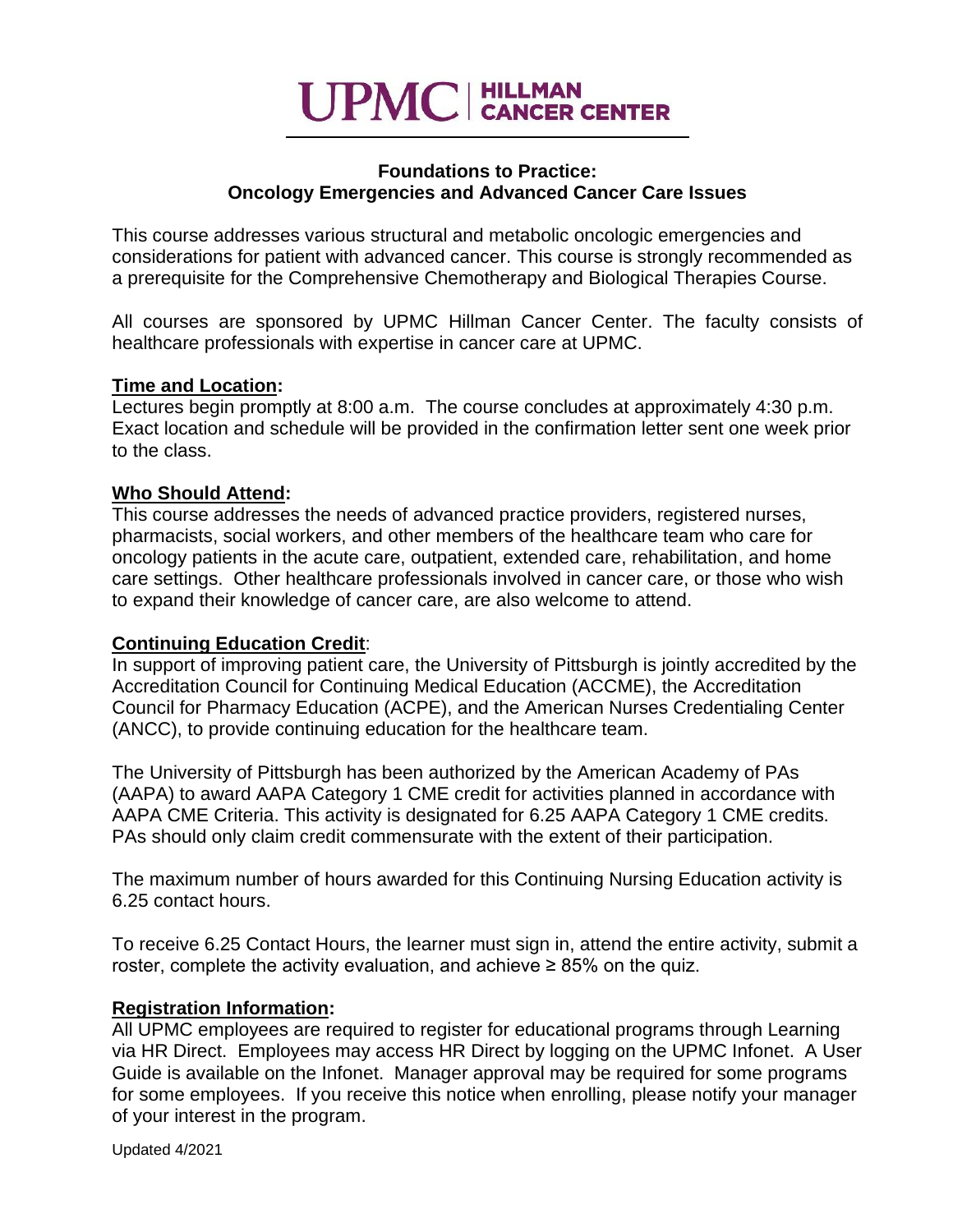UPMC | HILLMAN CANCER CENTER

## Foundations to Practice: Oncology Emergencies and Advanced Cancer Care Issues

This course addresses various structural and metabolic oncologic emergencies and considerations for patient with advanced cancer. This course is strongly recommended as a prerequisite for the Comprehensive Chemotherapy and Biological Therapies Course.

All courses are sponsored by UPMC Hillman Cancer Center. The faculty consists of healthcare professionals with expertise in cancer care at UPMC.

**Time and Location:**
Lectures begin promptly at 8:00 a.m. The course concludes at approximately 4:30 p.m. Exact location and schedule will be provided in the confirmation letter sent one week prior to the class.

**Who Should Attend:**
This course addresses the needs of advanced practice providers, registered nurses, pharmacists, social workers, and other members of the healthcare team who care for oncology patients in the acute care, outpatient, extended care, rehabilitation, and home care settings. Other healthcare professionals involved in cancer care, or those who wish to expand their knowledge of cancer care, are also welcome to attend.

**Continuing Education Credit:**
In support of improving patient care, the University of Pittsburgh is jointly accredited by the Accreditation Council for Continuing Medical Education (ACCME), the Accreditation Council for Pharmacy Education (ACPE), and the American Nurses Credentialing Center (ANCC), to provide continuing education for the healthcare team.

The University of Pittsburgh has been authorized by the American Academy of PAs (AAPA) to award AAPA Category 1 CME credit for activities planned in accordance with AAPA CME Criteria. This activity is designated for 6.25 AAPA Category 1 CME credits. PAs should only claim credit commensurate with the extent of their participation.

The maximum number of hours awarded for this Continuing Nursing Education activity is 6.25 contact hours.

To receive 6.25 Contact Hours, the learner must sign in, attend the entire activity, submit a roster, complete the activity evaluation, and achieve ≥ 85% on the quiz.

**Registration Information:**
All UPMC employees are required to register for educational programs through Learning via HR Direct. Employees may access HR Direct by logging on the UPMC Infonet. A User Guide is available on the Infonet. Manager approval may be required for some programs for some employees. If you receive this notice when enrolling, please notify your manager of your interest in the program.

Updated 4/2021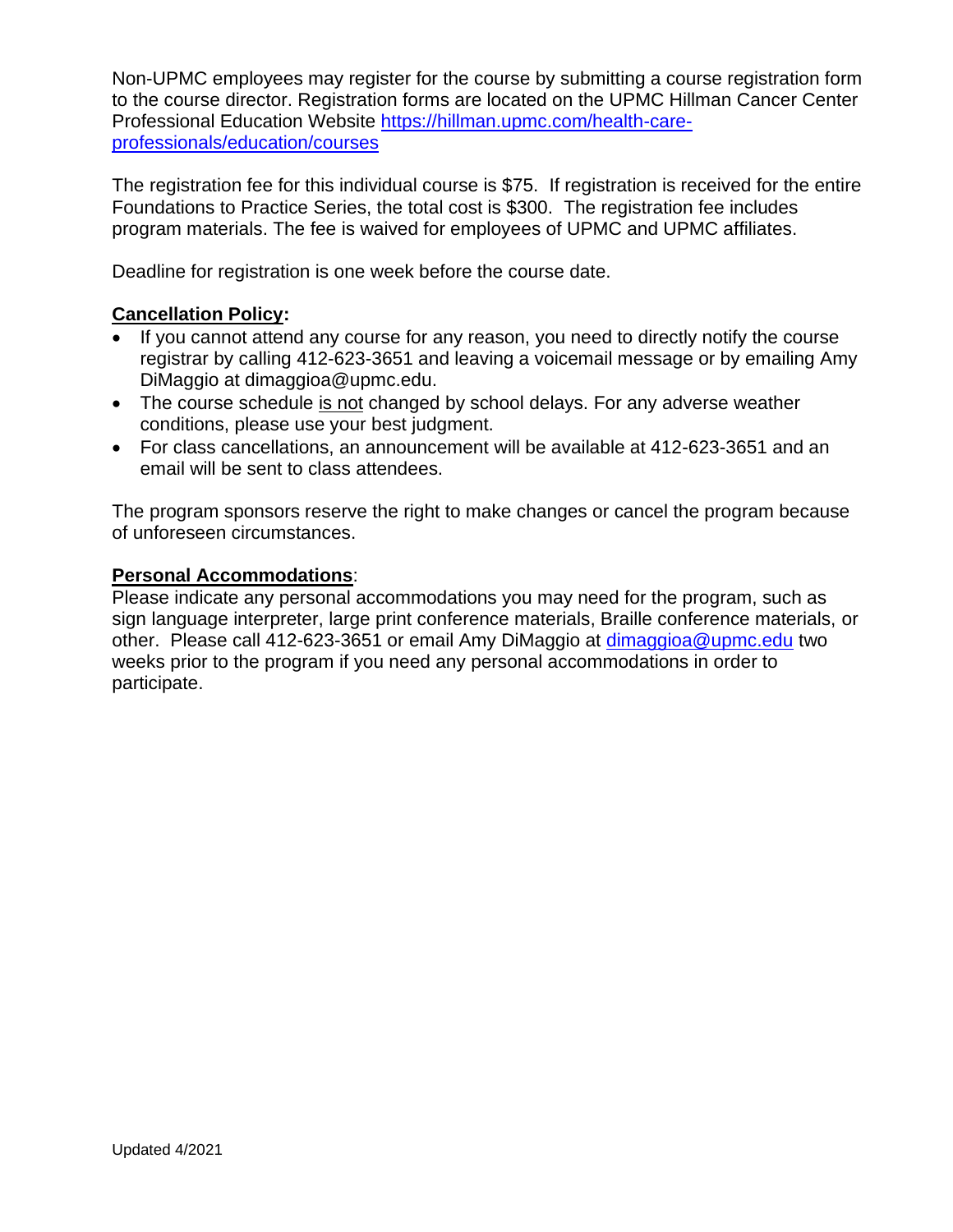Non-UPMC employees may register for the course by submitting a course registration form to the course director. Registration forms are located on the UPMC Hillman Cancer Center Professional Education Website [https://hillman.upmc.com/health-care-professionals/education/courses](https://hillman.upmc.com/health-care-professionals/education/courses)

The registration fee for this individual course is $75. If registration is received for the entire Foundations to Practice Series, the total cost is $300. The registration fee includes program materials. The fee is waived for employees of UPMC and UPMC affiliates.

Deadline for registration is one week before the course date.

**Cancellation Policy:**

- If you cannot attend any course for any reason, you need to directly notify the course registrar by calling 412-623-3651 and leaving a voicemail message or by emailing Amy DiMaggio at dimaggioa@upmc.edu.
- The course schedule is not changed by school delays. For any adverse weather conditions, please use your best judgment.
- For class cancellations, an announcement will be available at 412-623-3651 and an email will be sent to class attendees.

The program sponsors reserve the right to make changes or cancel the program because of unforeseen circumstances.

**Personal Accommodations**:

Please indicate any personal accommodations you may need for the program, such as sign language interpreter, large print conference materials, Braille conference materials, or other. Please call 412-623-3651 or email Amy DiMaggio at [dimaggioa@upmc.edu](mailto:dimaggioa@upmc.edu) two weeks prior to the program if you need any personal accommodations in order to participate.

Updated 4/2021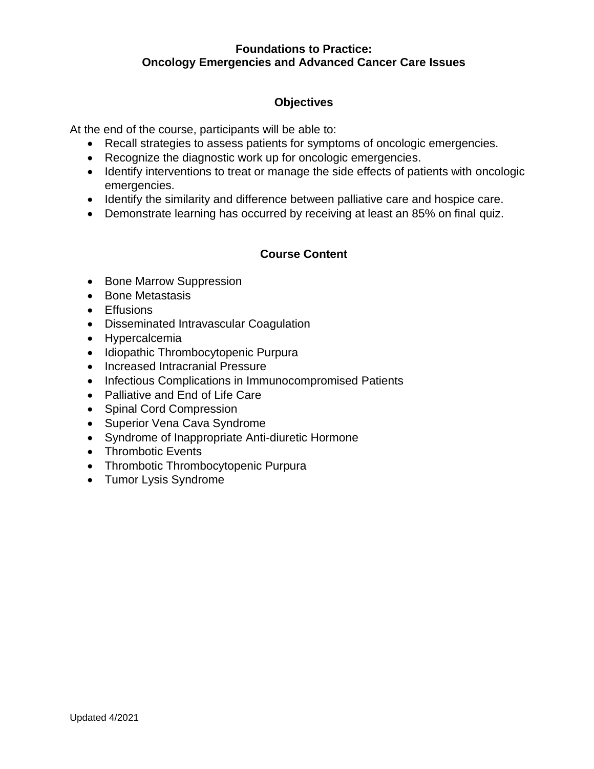**Foundations to Practice:**
**Oncology Emergencies and Advanced Cancer Care Issues**

## Objectives

At the end of the course, participants will be able to:

- Recall strategies to assess patients for symptoms of oncologic emergencies.
- Recognize the diagnostic work up for oncologic emergencies.
- Identify interventions to treat or manage the side effects of patients with oncologic emergencies.
- Identify the similarity and difference between palliative care and hospice care.
- Demonstrate learning has occurred by receiving at least an 85% on final quiz.

## Course Content

- Bone Marrow Suppression
- Bone Metastasis
- Effusions
- Disseminated Intravascular Coagulation
- Hypercalcemia
- Idiopathic Thrombocytopenic Purpura
- Increased Intracranial Pressure
- Infectious Complications in Immunocompromised Patients
- Palliative and End of Life Care
- Spinal Cord Compression
- Superior Vena Cava Syndrome
- Syndrome of Inappropriate Anti-diuretic Hormone
- Thrombotic Events
- Thrombotic Thrombocytopenic Purpura
- Tumor Lysis Syndrome

Updated 4/2021